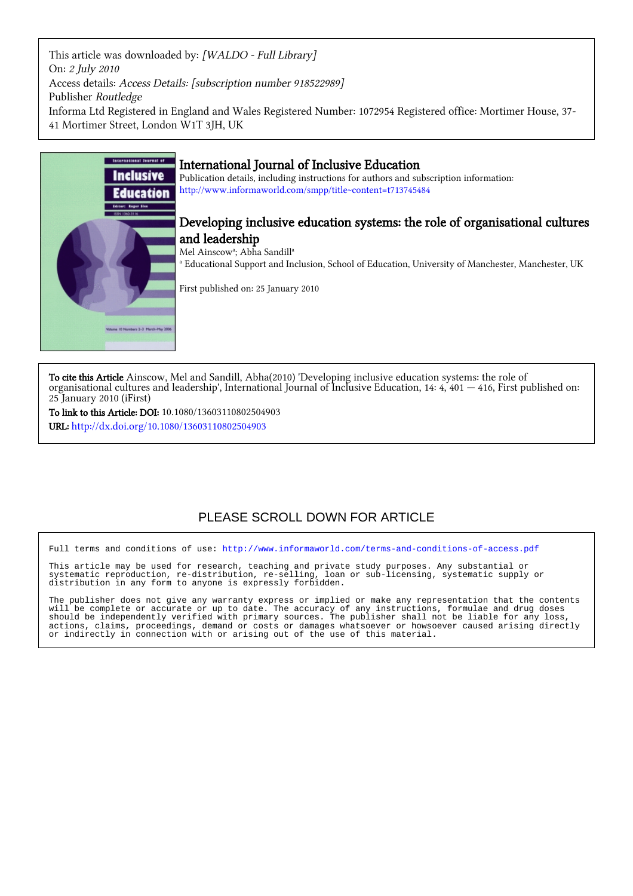This article was downloaded by: *[WALDO - Full Library]*
On: *2 July 2010*
Access details: *Access Details: [subscription number 918522989]*
Publisher *Routledge*
Informa Ltd Registered in England and Wales Registered Number: 1072954 Registered office: Mortimer House, 37-41 Mortimer Street, London W1T 3JH, UK

# International Journal of Inclusive Education

Publication details, including instructions for authors and subscription information:
http://www.informaworld.com/smpp/title~content=t713745484

## Developing inclusive education systems: the role of organisational cultures and leadership

Mel Ainscow[a]; Abha Sandill[a]

[a] Educational Support and Inclusion, School of Education, University of Manchester, Manchester, UK

First published on: 25 January 2010

**To cite this Article** Ainscow, Mel and Sandill, Abha(2010) 'Developing inclusive education systems: the role of organisational cultures and leadership', International Journal of Inclusive Education, 14: 4, 401 — 416, First published on: 25 January 2010 (iFirst)

**To link to this Article: DOI:** 10.1080/13603110802504903

**URL:** http://dx.doi.org/10.1080/13603110802504903

PLEASE SCROLL DOWN FOR ARTICLE

Full terms and conditions of use: http://www.informaworld.com/terms-and-conditions-of-access.pdf

This article may be used for research, teaching and private study purposes. Any substantial or systematic reproduction, re-distribution, re-selling, loan or sub-licensing, systematic supply or distribution in any form to anyone is expressly forbidden.

The publisher does not give any warranty express or implied or make any representation that the contents will be complete or accurate or up to date. The accuracy of any instructions, formulae and drug doses should be independently verified with primary sources. The publisher shall not be liable for any loss, actions, claims, proceedings, demand or costs or damages whatsoever or howsoever caused arising directly or indirectly in connection with or arising out of the use of this material.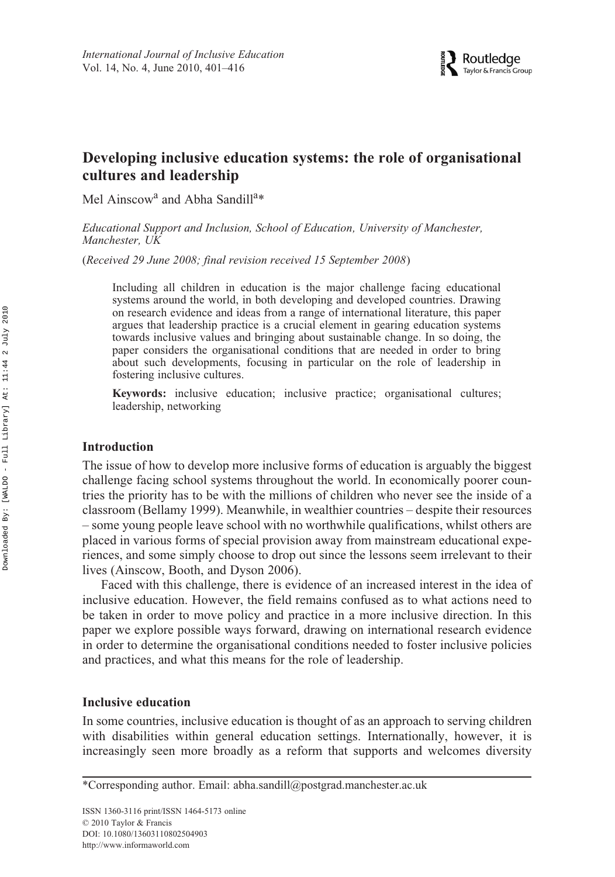# Developing inclusive education systems: the role of organisational cultures and leadership

Mel Ainscow[a] and Abha Sandill[a]*

*Educational Support and Inclusion, School of Education, University of Manchester, Manchester, UK*

(*Received 29 June 2008; final revision received 15 September 2008*)

Including all children in education is the major challenge facing educational systems around the world, in both developing and developed countries. Drawing on research evidence and ideas from a range of international literature, this paper argues that leadership practice is a crucial element in gearing education systems towards inclusive values and bringing about sustainable change. In so doing, the paper considers the organisational conditions that are needed in order to bring about such developments, focusing in particular on the role of leadership in fostering inclusive cultures.

**Keywords:** inclusive education; inclusive practice; organisational cultures; leadership, networking

## Introduction

The issue of how to develop more inclusive forms of education is arguably the biggest challenge facing school systems throughout the world. In economically poorer countries the priority has to be with the millions of children who never see the inside of a classroom (Bellamy 1999). Meanwhile, in wealthier countries – despite their resources – some young people leave school with no worthwhile qualifications, whilst others are placed in various forms of special provision away from mainstream educational experiences, and some simply choose to drop out since the lessons seem irrelevant to their lives (Ainscow, Booth, and Dyson 2006).

Faced with this challenge, there is evidence of an increased interest in the idea of inclusive education. However, the field remains confused as to what actions need to be taken in order to move policy and practice in a more inclusive direction. In this paper we explore possible ways forward, drawing on international research evidence in order to determine the organisational conditions needed to foster inclusive policies and practices, and what this means for the role of leadership.

## Inclusive education

In some countries, inclusive education is thought of as an approach to serving children with disabilities within general education settings. Internationally, however, it is increasingly seen more broadly as a reform that supports and welcomes diversity

*Corresponding author. Email: abha.sandill@postgrad.manchester.ac.uk

ISSN 1360-3116 print/ISSN 1464-5173 online
© 2010 Taylor & Francis
DOI: 10.1080/13603110802504903
http://www.informaworld.com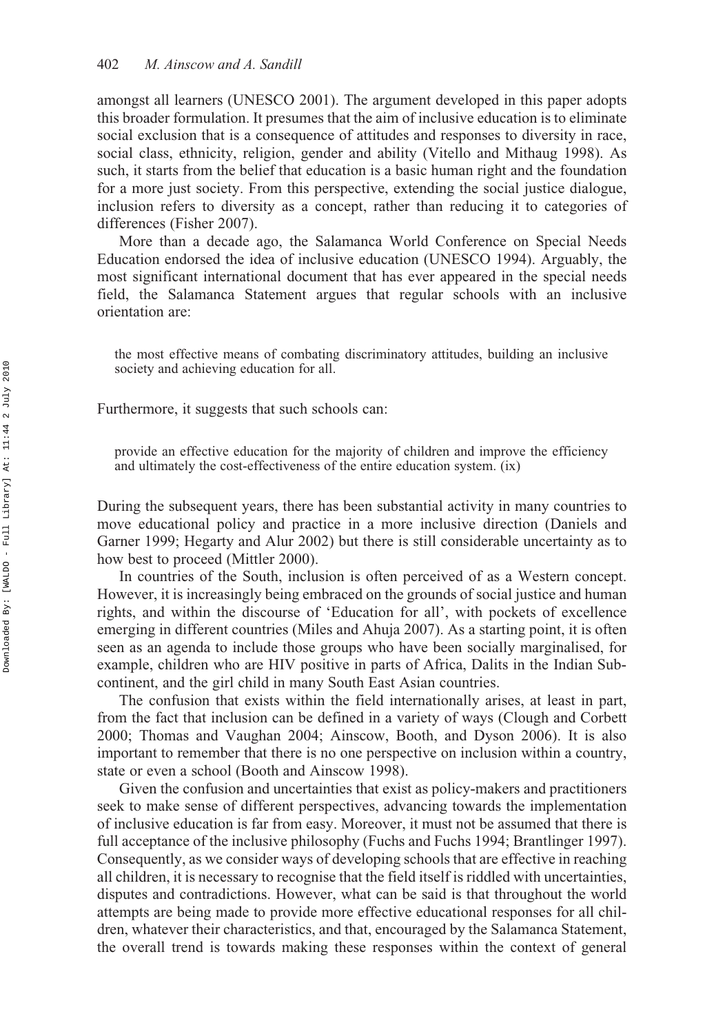amongst all learners (UNESCO 2001). The argument developed in this paper adopts this broader formulation. It presumes that the aim of inclusive education is to eliminate social exclusion that is a consequence of attitudes and responses to diversity in race, social class, ethnicity, religion, gender and ability (Vitello and Mithaug 1998). As such, it starts from the belief that education is a basic human right and the foundation for a more just society. From this perspective, extending the social justice dialogue, inclusion refers to diversity as a concept, rather than reducing it to categories of differences (Fisher 2007).

More than a decade ago, the Salamanca World Conference on Special Needs Education endorsed the idea of inclusive education (UNESCO 1994). Arguably, the most significant international document that has ever appeared in the special needs field, the Salamanca Statement argues that regular schools with an inclusive orientation are:

> the most effective means of combating discriminatory attitudes, building an inclusive society and achieving education for all.

Furthermore, it suggests that such schools can:

> provide an effective education for the majority of children and improve the efficiency and ultimately the cost-effectiveness of the entire education system. (ix)

During the subsequent years, there has been substantial activity in many countries to move educational policy and practice in a more inclusive direction (Daniels and Garner 1999; Hegarty and Alur 2002) but there is still considerable uncertainty as to how best to proceed (Mittler 2000).

In countries of the South, inclusion is often perceived of as a Western concept. However, it is increasingly being embraced on the grounds of social justice and human rights, and within the discourse of 'Education for all', with pockets of excellence emerging in different countries (Miles and Ahuja 2007). As a starting point, it is often seen as an agenda to include those groups who have been socially marginalised, for example, children who are HIV positive in parts of Africa, Dalits in the Indian Sub-continent, and the girl child in many South East Asian countries.

The confusion that exists within the field internationally arises, at least in part, from the fact that inclusion can be defined in a variety of ways (Clough and Corbett 2000; Thomas and Vaughan 2004; Ainscow, Booth, and Dyson 2006). It is also important to remember that there is no one perspective on inclusion within a country, state or even a school (Booth and Ainscow 1998).

Given the confusion and uncertainties that exist as policy-makers and practitioners seek to make sense of different perspectives, advancing towards the implementation of inclusive education is far from easy. Moreover, it must not be assumed that there is full acceptance of the inclusive philosophy (Fuchs and Fuchs 1994; Brantlinger 1997). Consequently, as we consider ways of developing schools that are effective in reaching all children, it is necessary to recognise that the field itself is riddled with uncertainties, disputes and contradictions. However, what can be said is that throughout the world attempts are being made to provide more effective educational responses for all children, whatever their characteristics, and that, encouraged by the Salamanca Statement, the overall trend is towards making these responses within the context of general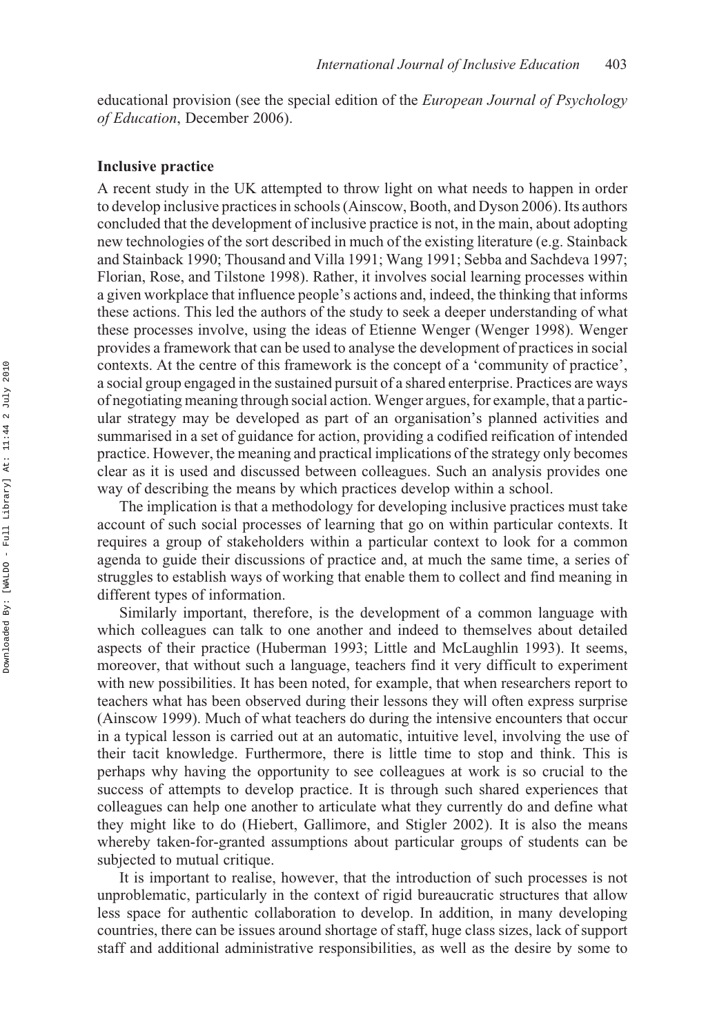educational provision (see the special edition of the *European Journal of Psychology of Education*, December 2006).

## Inclusive practice

A recent study in the UK attempted to throw light on what needs to happen in order to develop inclusive practices in schools (Ainscow, Booth, and Dyson 2006). Its authors concluded that the development of inclusive practice is not, in the main, about adopting new technologies of the sort described in much of the existing literature (e.g. Stainback and Stainback 1990; Thousand and Villa 1991; Wang 1991; Sebba and Sachdeva 1997; Florian, Rose, and Tilstone 1998). Rather, it involves social learning processes within a given workplace that influence people's actions and, indeed, the thinking that informs these actions. This led the authors of the study to seek a deeper understanding of what these processes involve, using the ideas of Etienne Wenger (Wenger 1998). Wenger provides a framework that can be used to analyse the development of practices in social contexts. At the centre of this framework is the concept of a 'community of practice', a social group engaged in the sustained pursuit of a shared enterprise. Practices are ways of negotiating meaning through social action. Wenger argues, for example, that a particular strategy may be developed as part of an organisation's planned activities and summarised in a set of guidance for action, providing a codified reification of intended practice. However, the meaning and practical implications of the strategy only becomes clear as it is used and discussed between colleagues. Such an analysis provides one way of describing the means by which practices develop within a school.

The implication is that a methodology for developing inclusive practices must take account of such social processes of learning that go on within particular contexts. It requires a group of stakeholders within a particular context to look for a common agenda to guide their discussions of practice and, at much the same time, a series of struggles to establish ways of working that enable them to collect and find meaning in different types of information.

Similarly important, therefore, is the development of a common language with which colleagues can talk to one another and indeed to themselves about detailed aspects of their practice (Huberman 1993; Little and McLaughlin 1993). It seems, moreover, that without such a language, teachers find it very difficult to experiment with new possibilities. It has been noted, for example, that when researchers report to teachers what has been observed during their lessons they will often express surprise (Ainscow 1999). Much of what teachers do during the intensive encounters that occur in a typical lesson is carried out at an automatic, intuitive level, involving the use of their tacit knowledge. Furthermore, there is little time to stop and think. This is perhaps why having the opportunity to see colleagues at work is so crucial to the success of attempts to develop practice. It is through such shared experiences that colleagues can help one another to articulate what they currently do and define what they might like to do (Hiebert, Gallimore, and Stigler 2002). It is also the means whereby taken-for-granted assumptions about particular groups of students can be subjected to mutual critique.

It is important to realise, however, that the introduction of such processes is not unproblematic, particularly in the context of rigid bureaucratic structures that allow less space for authentic collaboration to develop. In addition, in many developing countries, there can be issues around shortage of staff, huge class sizes, lack of support staff and additional administrative responsibilities, as well as the desire by some to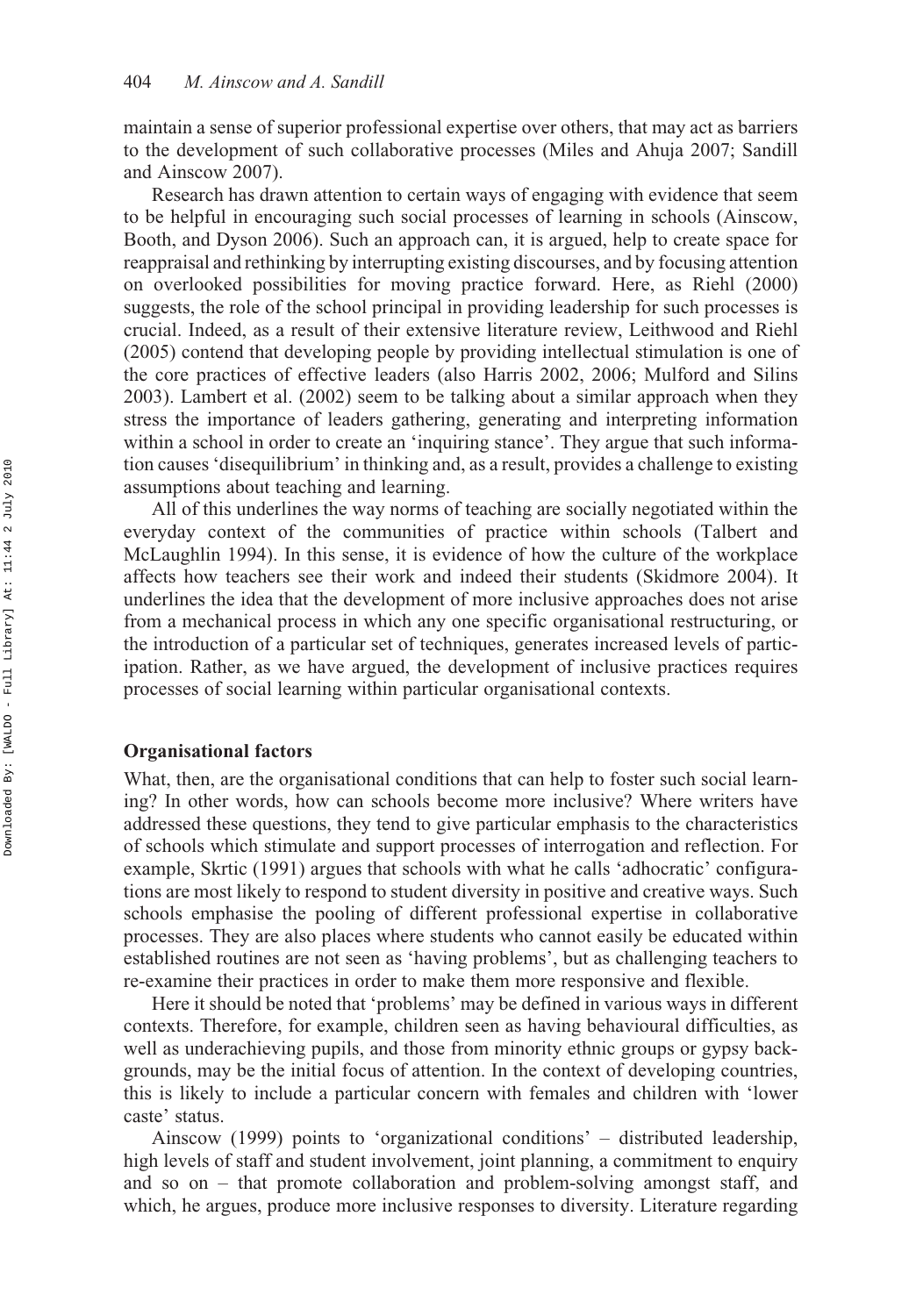maintain a sense of superior professional expertise over others, that may act as barriers to the development of such collaborative processes (Miles and Ahuja 2007; Sandill and Ainscow 2007).

Research has drawn attention to certain ways of engaging with evidence that seem to be helpful in encouraging such social processes of learning in schools (Ainscow, Booth, and Dyson 2006). Such an approach can, it is argued, help to create space for reappraisal and rethinking by interrupting existing discourses, and by focusing attention on overlooked possibilities for moving practice forward. Here, as Riehl (2000) suggests, the role of the school principal in providing leadership for such processes is crucial. Indeed, as a result of their extensive literature review, Leithwood and Riehl (2005) contend that developing people by providing intellectual stimulation is one of the core practices of effective leaders (also Harris 2002, 2006; Mulford and Silins 2003). Lambert et al. (2002) seem to be talking about a similar approach when they stress the importance of leaders gathering, generating and interpreting information within a school in order to create an 'inquiring stance'. They argue that such information causes 'disequilibrium' in thinking and, as a result, provides a challenge to existing assumptions about teaching and learning.

All of this underlines the way norms of teaching are socially negotiated within the everyday context of the communities of practice within schools (Talbert and McLaughlin 1994). In this sense, it is evidence of how the culture of the workplace affects how teachers see their work and indeed their students (Skidmore 2004). It underlines the idea that the development of more inclusive approaches does not arise from a mechanical process in which any one specific organisational restructuring, or the introduction of a particular set of techniques, generates increased levels of participation. Rather, as we have argued, the development of inclusive practices requires processes of social learning within particular organisational contexts.

## Organisational factors

What, then, are the organisational conditions that can help to foster such social learning? In other words, how can schools become more inclusive? Where writers have addressed these questions, they tend to give particular emphasis to the characteristics of schools which stimulate and support processes of interrogation and reflection. For example, Skrtic (1991) argues that schools with what he calls 'adhocratic' configurations are most likely to respond to student diversity in positive and creative ways. Such schools emphasise the pooling of different professional expertise in collaborative processes. They are also places where students who cannot easily be educated within established routines are not seen as 'having problems', but as challenging teachers to re-examine their practices in order to make them more responsive and flexible.

Here it should be noted that 'problems' may be defined in various ways in different contexts. Therefore, for example, children seen as having behavioural difficulties, as well as underachieving pupils, and those from minority ethnic groups or gypsy backgrounds, may be the initial focus of attention. In the context of developing countries, this is likely to include a particular concern with females and children with 'lower caste' status.

Ainscow (1999) points to 'organizational conditions' – distributed leadership, high levels of staff and student involvement, joint planning, a commitment to enquiry and so on – that promote collaboration and problem-solving amongst staff, and which, he argues, produce more inclusive responses to diversity. Literature regarding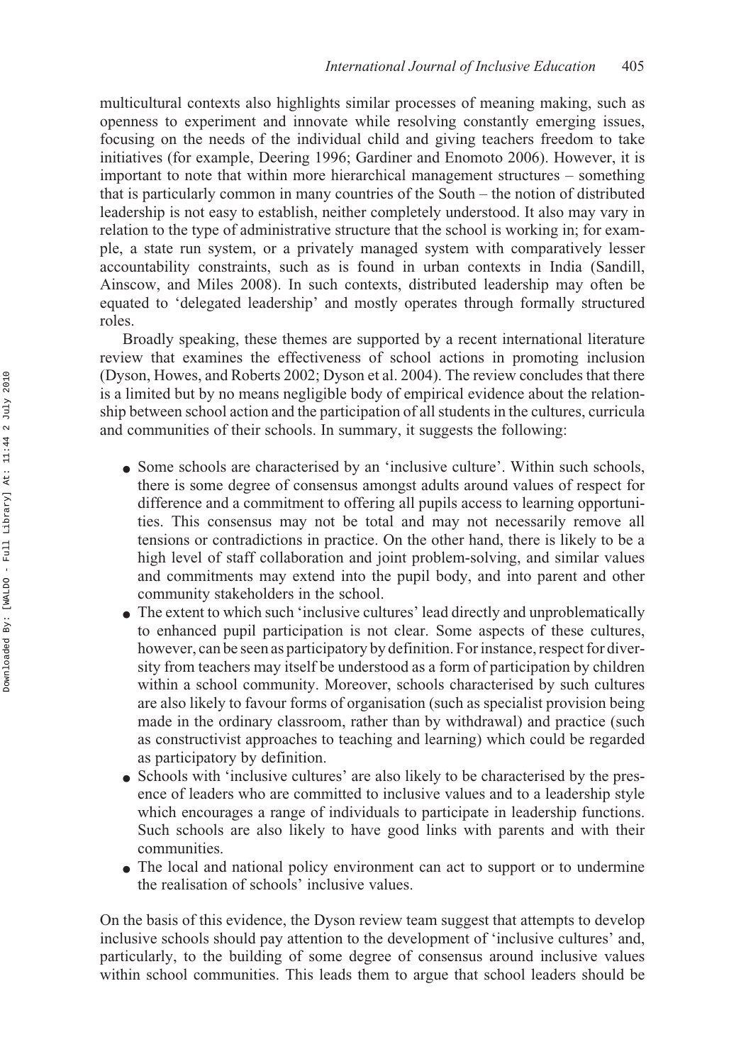multicultural contexts also highlights similar processes of meaning making, such as openness to experiment and innovate while resolving constantly emerging issues, focusing on the needs of the individual child and giving teachers freedom to take initiatives (for example, Deering 1996; Gardiner and Enomoto 2006). However, it is important to note that within more hierarchical management structures – something that is particularly common in many countries of the South – the notion of distributed leadership is not easy to establish, neither completely understood. It also may vary in relation to the type of administrative structure that the school is working in; for example, a state run system, or a privately managed system with comparatively lesser accountability constraints, such as is found in urban contexts in India (Sandill, Ainscow, and Miles 2008). In such contexts, distributed leadership may often be equated to 'delegated leadership' and mostly operates through formally structured roles.

Broadly speaking, these themes are supported by a recent international literature review that examines the effectiveness of school actions in promoting inclusion (Dyson, Howes, and Roberts 2002; Dyson et al. 2004). The review concludes that there is a limited but by no means negligible body of empirical evidence about the relationship between school action and the participation of all students in the cultures, curricula and communities of their schools. In summary, it suggests the following:

- Some schools are characterised by an 'inclusive culture'. Within such schools, there is some degree of consensus amongst adults around values of respect for difference and a commitment to offering all pupils access to learning opportunities. This consensus may not be total and may not necessarily remove all tensions or contradictions in practice. On the other hand, there is likely to be a high level of staff collaboration and joint problem-solving, and similar values and commitments may extend into the pupil body, and into parent and other community stakeholders in the school.
- The extent to which such 'inclusive cultures' lead directly and unproblematically to enhanced pupil participation is not clear. Some aspects of these cultures, however, can be seen as participatory by definition. For instance, respect for diversity from teachers may itself be understood as a form of participation by children within a school community. Moreover, schools characterised by such cultures are also likely to favour forms of organisation (such as specialist provision being made in the ordinary classroom, rather than by withdrawal) and practice (such as constructivist approaches to teaching and learning) which could be regarded as participatory by definition.
- Schools with 'inclusive cultures' are also likely to be characterised by the presence of leaders who are committed to inclusive values and to a leadership style which encourages a range of individuals to participate in leadership functions. Such schools are also likely to have good links with parents and with their communities.
- The local and national policy environment can act to support or to undermine the realisation of schools' inclusive values.

On the basis of this evidence, the Dyson review team suggest that attempts to develop inclusive schools should pay attention to the development of 'inclusive cultures' and, particularly, to the building of some degree of consensus around inclusive values within school communities. This leads them to argue that school leaders should be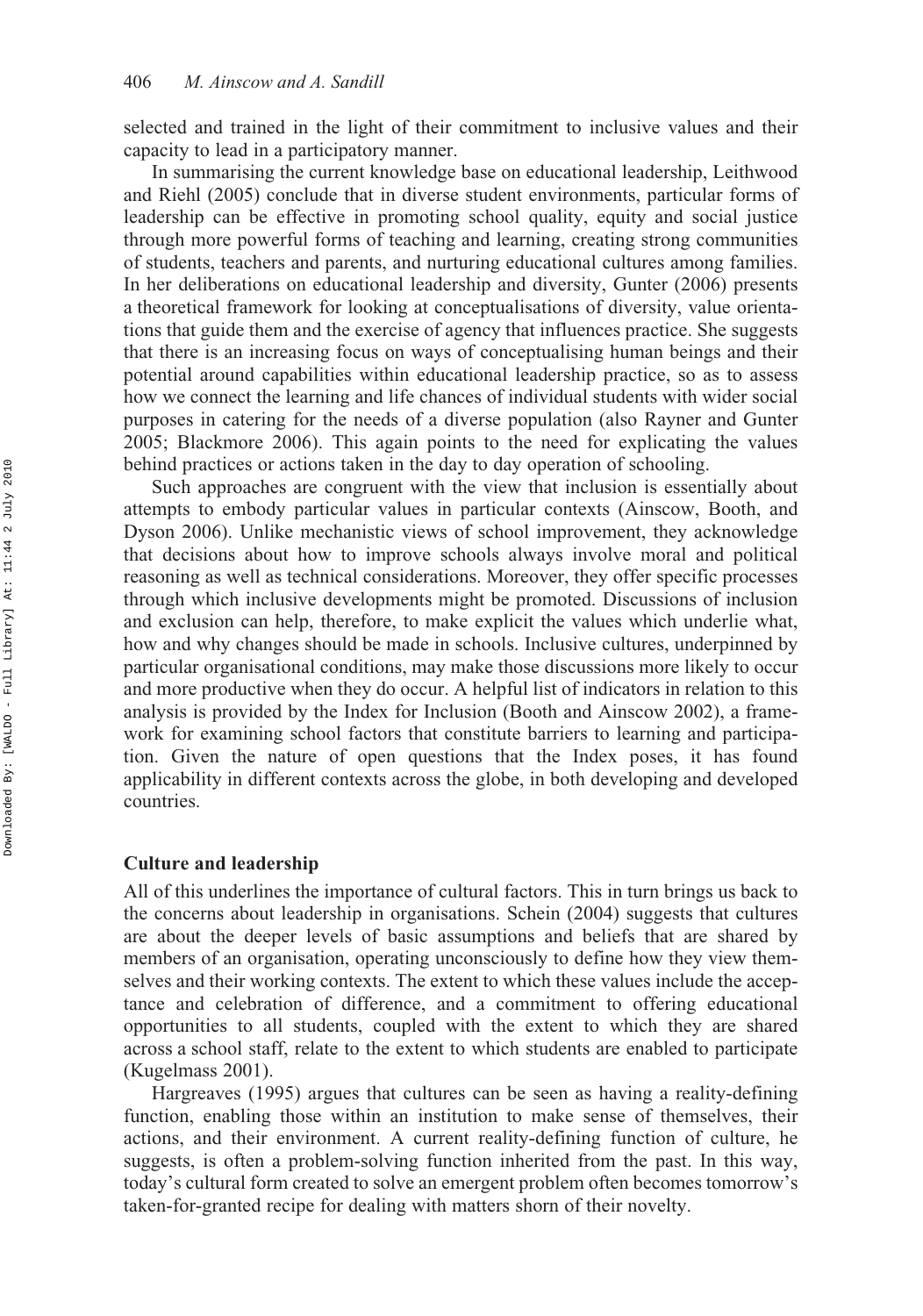selected and trained in the light of their commitment to inclusive values and their capacity to lead in a participatory manner.

In summarising the current knowledge base on educational leadership, Leithwood and Riehl (2005) conclude that in diverse student environments, particular forms of leadership can be effective in promoting school quality, equity and social justice through more powerful forms of teaching and learning, creating strong communities of students, teachers and parents, and nurturing educational cultures among families. In her deliberations on educational leadership and diversity, Gunter (2006) presents a theoretical framework for looking at conceptualisations of diversity, value orientations that guide them and the exercise of agency that influences practice. She suggests that there is an increasing focus on ways of conceptualising human beings and their potential around capabilities within educational leadership practice, so as to assess how we connect the learning and life chances of individual students with wider social purposes in catering for the needs of a diverse population (also Rayner and Gunter 2005; Blackmore 2006). This again points to the need for explicating the values behind practices or actions taken in the day to day operation of schooling.

Such approaches are congruent with the view that inclusion is essentially about attempts to embody particular values in particular contexts (Ainscow, Booth, and Dyson 2006). Unlike mechanistic views of school improvement, they acknowledge that decisions about how to improve schools always involve moral and political reasoning as well as technical considerations. Moreover, they offer specific processes through which inclusive developments might be promoted. Discussions of inclusion and exclusion can help, therefore, to make explicit the values which underlie what, how and why changes should be made in schools. Inclusive cultures, underpinned by particular organisational conditions, may make those discussions more likely to occur and more productive when they do occur. A helpful list of indicators in relation to this analysis is provided by the Index for Inclusion (Booth and Ainscow 2002), a framework for examining school factors that constitute barriers to learning and participation. Given the nature of open questions that the Index poses, it has found applicability in different contexts across the globe, in both developing and developed countries.

## Culture and leadership

All of this underlines the importance of cultural factors. This in turn brings us back to the concerns about leadership in organisations. Schein (2004) suggests that cultures are about the deeper levels of basic assumptions and beliefs that are shared by members of an organisation, operating unconsciously to define how they view themselves and their working contexts. The extent to which these values include the acceptance and celebration of difference, and a commitment to offering educational opportunities to all students, coupled with the extent to which they are shared across a school staff, relate to the extent to which students are enabled to participate (Kugelmass 2001).

Hargreaves (1995) argues that cultures can be seen as having a reality-defining function, enabling those within an institution to make sense of themselves, their actions, and their environment. A current reality-defining function of culture, he suggests, is often a problem-solving function inherited from the past. In this way, today's cultural form created to solve an emergent problem often becomes tomorrow's taken-for-granted recipe for dealing with matters shorn of their novelty.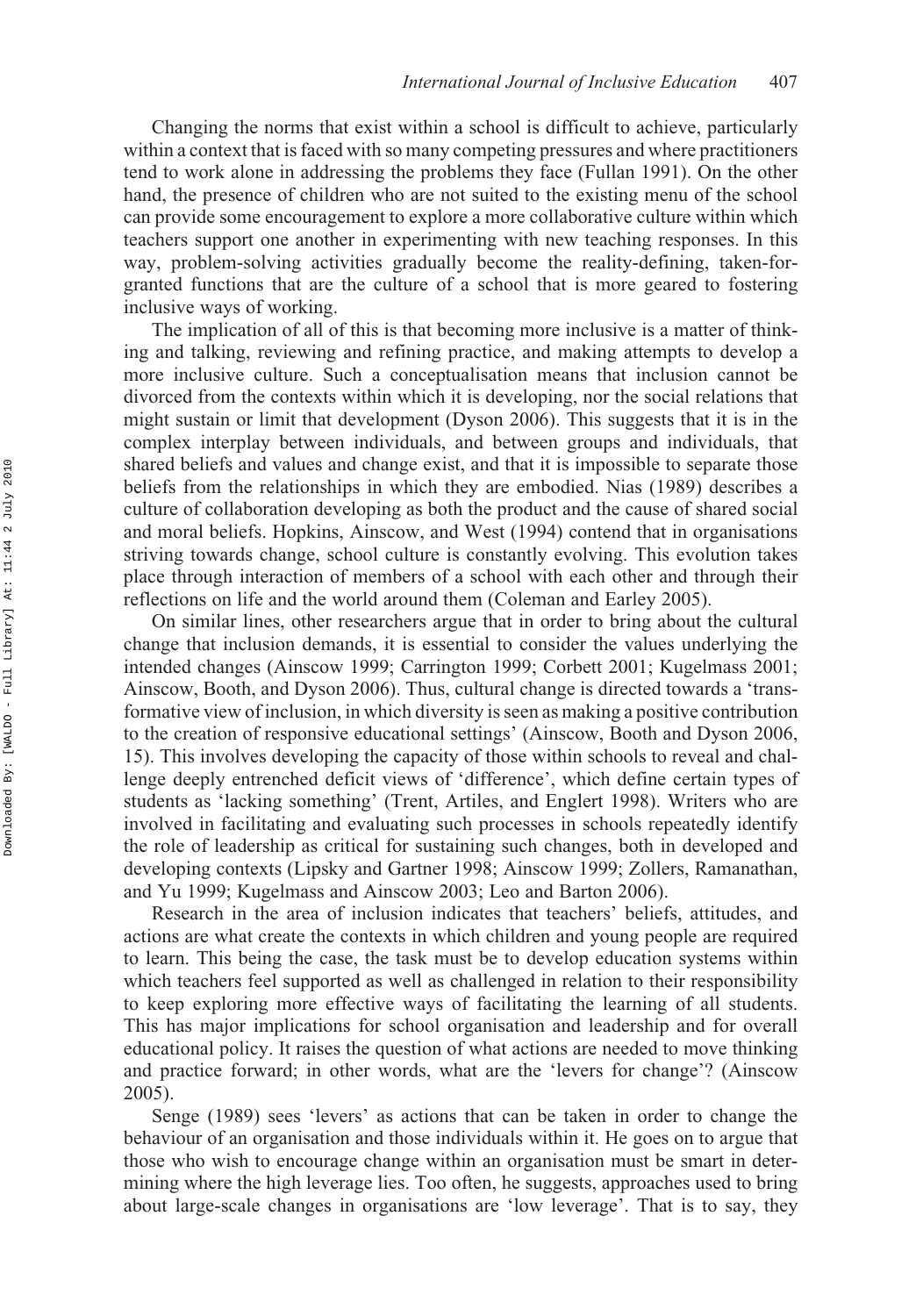Changing the norms that exist within a school is difficult to achieve, particularly within a context that is faced with so many competing pressures and where practitioners tend to work alone in addressing the problems they face (Fullan 1991). On the other hand, the presence of children who are not suited to the existing menu of the school can provide some encouragement to explore a more collaborative culture within which teachers support one another in experimenting with new teaching responses. In this way, problem-solving activities gradually become the reality-defining, taken-for-granted functions that are the culture of a school that is more geared to fostering inclusive ways of working.

The implication of all of this is that becoming more inclusive is a matter of thinking and talking, reviewing and refining practice, and making attempts to develop a more inclusive culture. Such a conceptualisation means that inclusion cannot be divorced from the contexts within which it is developing, nor the social relations that might sustain or limit that development (Dyson 2006). This suggests that it is in the complex interplay between individuals, and between groups and individuals, that shared beliefs and values and change exist, and that it is impossible to separate those beliefs from the relationships in which they are embodied. Nias (1989) describes a culture of collaboration developing as both the product and the cause of shared social and moral beliefs. Hopkins, Ainscow, and West (1994) contend that in organisations striving towards change, school culture is constantly evolving. This evolution takes place through interaction of members of a school with each other and through their reflections on life and the world around them (Coleman and Earley 2005).

On similar lines, other researchers argue that in order to bring about the cultural change that inclusion demands, it is essential to consider the values underlying the intended changes (Ainscow 1999; Carrington 1999; Corbett 2001; Kugelmass 2001; Ainscow, Booth, and Dyson 2006). Thus, cultural change is directed towards a 'transformative view of inclusion, in which diversity is seen as making a positive contribution to the creation of responsive educational settings' (Ainscow, Booth and Dyson 2006, 15). This involves developing the capacity of those within schools to reveal and challenge deeply entrenched deficit views of 'difference', which define certain types of students as 'lacking something' (Trent, Artiles, and Englert 1998). Writers who are involved in facilitating and evaluating such processes in schools repeatedly identify the role of leadership as critical for sustaining such changes, both in developed and developing contexts (Lipsky and Gartner 1998; Ainscow 1999; Zollers, Ramanathan, and Yu 1999; Kugelmass and Ainscow 2003; Leo and Barton 2006).

Research in the area of inclusion indicates that teachers' beliefs, attitudes, and actions are what create the contexts in which children and young people are required to learn. This being the case, the task must be to develop education systems within which teachers feel supported as well as challenged in relation to their responsibility to keep exploring more effective ways of facilitating the learning of all students. This has major implications for school organisation and leadership and for overall educational policy. It raises the question of what actions are needed to move thinking and practice forward; in other words, what are the 'levers for change'? (Ainscow 2005).

Senge (1989) sees 'levers' as actions that can be taken in order to change the behaviour of an organisation and those individuals within it. He goes on to argue that those who wish to encourage change within an organisation must be smart in determining where the high leverage lies. Too often, he suggests, approaches used to bring about large-scale changes in organisations are 'low leverage'. That is to say, they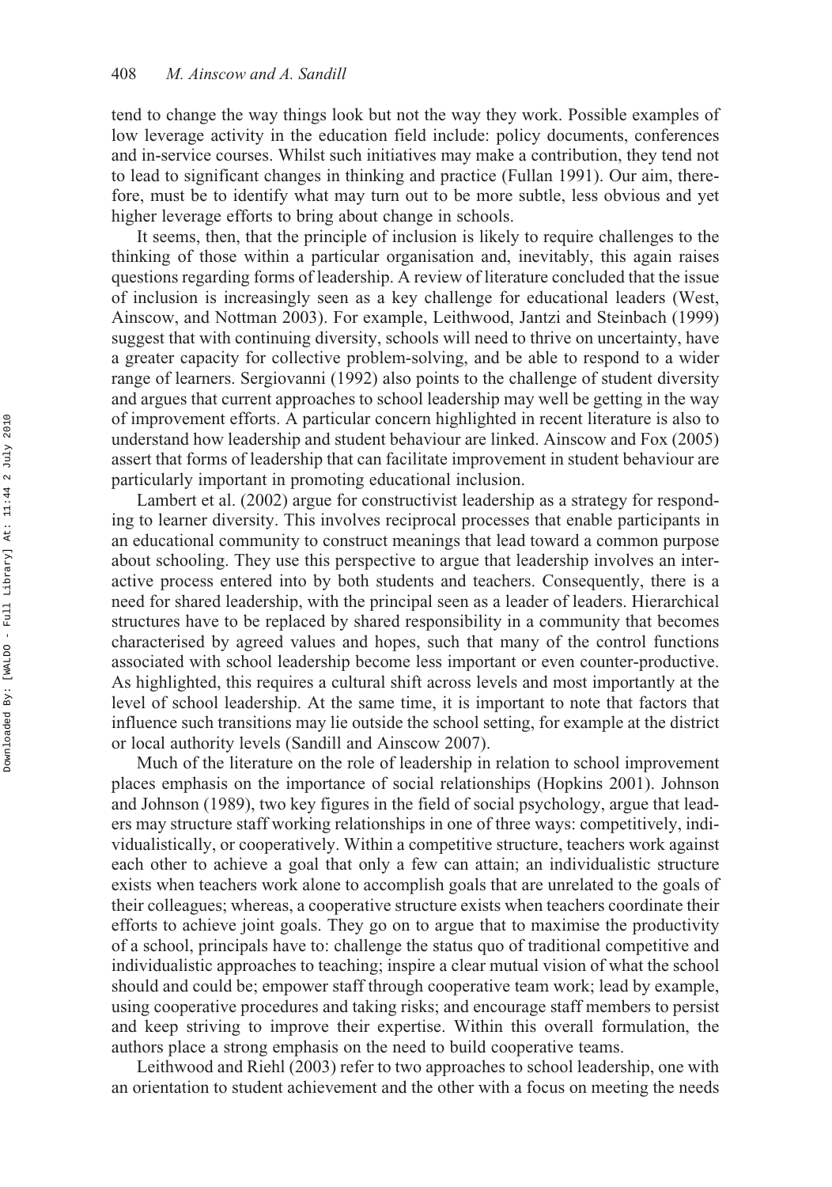tend to change the way things look but not the way they work. Possible examples of low leverage activity in the education field include: policy documents, conferences and in-service courses. Whilst such initiatives may make a contribution, they tend not to lead to significant changes in thinking and practice (Fullan 1991). Our aim, therefore, must be to identify what may turn out to be more subtle, less obvious and yet higher leverage efforts to bring about change in schools.

It seems, then, that the principle of inclusion is likely to require challenges to the thinking of those within a particular organisation and, inevitably, this again raises questions regarding forms of leadership. A review of literature concluded that the issue of inclusion is increasingly seen as a key challenge for educational leaders (West, Ainscow, and Nottman 2003). For example, Leithwood, Jantzi and Steinbach (1999) suggest that with continuing diversity, schools will need to thrive on uncertainty, have a greater capacity for collective problem-solving, and be able to respond to a wider range of learners. Sergiovanni (1992) also points to the challenge of student diversity and argues that current approaches to school leadership may well be getting in the way of improvement efforts. A particular concern highlighted in recent literature is also to understand how leadership and student behaviour are linked. Ainscow and Fox (2005) assert that forms of leadership that can facilitate improvement in student behaviour are particularly important in promoting educational inclusion.

Lambert et al. (2002) argue for constructivist leadership as a strategy for responding to learner diversity. This involves reciprocal processes that enable participants in an educational community to construct meanings that lead toward a common purpose about schooling. They use this perspective to argue that leadership involves an interactive process entered into by both students and teachers. Consequently, there is a need for shared leadership, with the principal seen as a leader of leaders. Hierarchical structures have to be replaced by shared responsibility in a community that becomes characterised by agreed values and hopes, such that many of the control functions associated with school leadership become less important or even counter-productive. As highlighted, this requires a cultural shift across levels and most importantly at the level of school leadership. At the same time, it is important to note that factors that influence such transitions may lie outside the school setting, for example at the district or local authority levels (Sandill and Ainscow 2007).

Much of the literature on the role of leadership in relation to school improvement places emphasis on the importance of social relationships (Hopkins 2001). Johnson and Johnson (1989), two key figures in the field of social psychology, argue that leaders may structure staff working relationships in one of three ways: competitively, individualistically, or cooperatively. Within a competitive structure, teachers work against each other to achieve a goal that only a few can attain; an individualistic structure exists when teachers work alone to accomplish goals that are unrelated to the goals of their colleagues; whereas, a cooperative structure exists when teachers coordinate their efforts to achieve joint goals. They go on to argue that to maximise the productivity of a school, principals have to: challenge the status quo of traditional competitive and individualistic approaches to teaching; inspire a clear mutual vision of what the school should and could be; empower staff through cooperative team work; lead by example, using cooperative procedures and taking risks; and encourage staff members to persist and keep striving to improve their expertise. Within this overall formulation, the authors place a strong emphasis on the need to build cooperative teams.

Leithwood and Riehl (2003) refer to two approaches to school leadership, one with an orientation to student achievement and the other with a focus on meeting the needs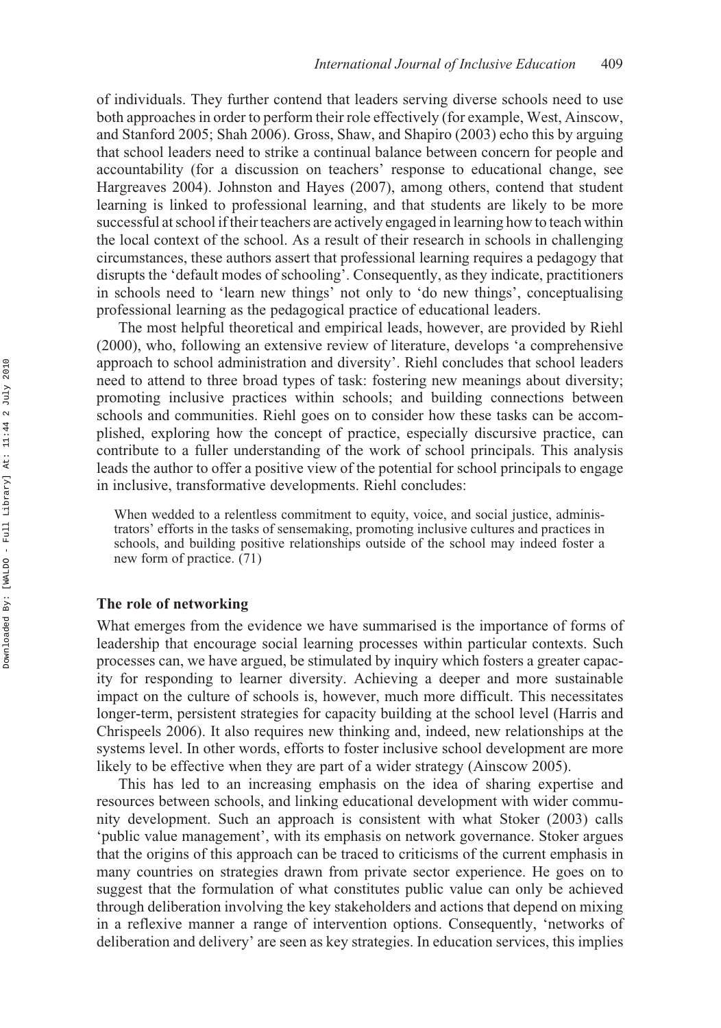of individuals. They further contend that leaders serving diverse schools need to use both approaches in order to perform their role effectively (for example, West, Ainscow, and Stanford 2005; Shah 2006). Gross, Shaw, and Shapiro (2003) echo this by arguing that school leaders need to strike a continual balance between concern for people and accountability (for a discussion on teachers' response to educational change, see Hargreaves 2004). Johnston and Hayes (2007), among others, contend that student learning is linked to professional learning, and that students are likely to be more successful at school if their teachers are actively engaged in learning how to teach within the local context of the school. As a result of their research in schools in challenging circumstances, these authors assert that professional learning requires a pedagogy that disrupts the 'default modes of schooling'. Consequently, as they indicate, practitioners in schools need to 'learn new things' not only to 'do new things', conceptualising professional learning as the pedagogical practice of educational leaders.

The most helpful theoretical and empirical leads, however, are provided by Riehl (2000), who, following an extensive review of literature, develops 'a comprehensive approach to school administration and diversity'. Riehl concludes that school leaders need to attend to three broad types of task: fostering new meanings about diversity; promoting inclusive practices within schools; and building connections between schools and communities. Riehl goes on to consider how these tasks can be accomplished, exploring how the concept of practice, especially discursive practice, can contribute to a fuller understanding of the work of school principals. This analysis leads the author to offer a positive view of the potential for school principals to engage in inclusive, transformative developments. Riehl concludes:

> When wedded to a relentless commitment to equity, voice, and social justice, administrators' efforts in the tasks of sensemaking, promoting inclusive cultures and practices in schools, and building positive relationships outside of the school may indeed foster a new form of practice. (71)

## The role of networking

What emerges from the evidence we have summarised is the importance of forms of leadership that encourage social learning processes within particular contexts. Such processes can, we have argued, be stimulated by inquiry which fosters a greater capacity for responding to learner diversity. Achieving a deeper and more sustainable impact on the culture of schools is, however, much more difficult. This necessitates longer-term, persistent strategies for capacity building at the school level (Harris and Chrispeels 2006). It also requires new thinking and, indeed, new relationships at the systems level. In other words, efforts to foster inclusive school development are more likely to be effective when they are part of a wider strategy (Ainscow 2005).

This has led to an increasing emphasis on the idea of sharing expertise and resources between schools, and linking educational development with wider community development. Such an approach is consistent with what Stoker (2003) calls 'public value management', with its emphasis on network governance. Stoker argues that the origins of this approach can be traced to criticisms of the current emphasis in many countries on strategies drawn from private sector experience. He goes on to suggest that the formulation of what constitutes public value can only be achieved through deliberation involving the key stakeholders and actions that depend on mixing in a reflexive manner a range of intervention options. Consequently, 'networks of deliberation and delivery' are seen as key strategies. In education services, this implies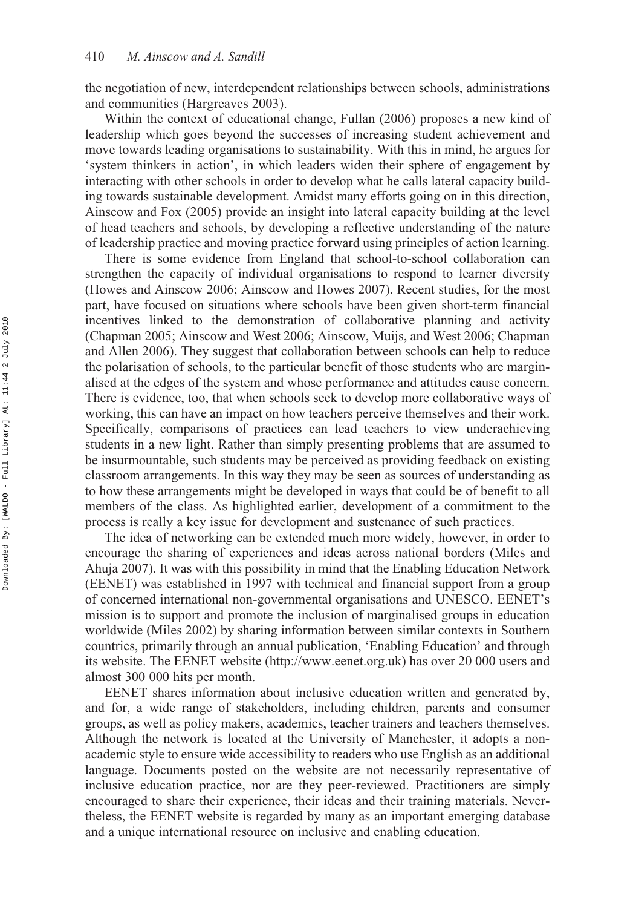the negotiation of new, interdependent relationships between schools, administrations and communities (Hargreaves 2003).

Within the context of educational change, Fullan (2006) proposes a new kind of leadership which goes beyond the successes of increasing student achievement and move towards leading organisations to sustainability. With this in mind, he argues for 'system thinkers in action', in which leaders widen their sphere of engagement by interacting with other schools in order to develop what he calls lateral capacity building towards sustainable development. Amidst many efforts going on in this direction, Ainscow and Fox (2005) provide an insight into lateral capacity building at the level of head teachers and schools, by developing a reflective understanding of the nature of leadership practice and moving practice forward using principles of action learning.

There is some evidence from England that school-to-school collaboration can strengthen the capacity of individual organisations to respond to learner diversity (Howes and Ainscow 2006; Ainscow and Howes 2007). Recent studies, for the most part, have focused on situations where schools have been given short-term financial incentives linked to the demonstration of collaborative planning and activity (Chapman 2005; Ainscow and West 2006; Ainscow, Muijs, and West 2006; Chapman and Allen 2006). They suggest that collaboration between schools can help to reduce the polarisation of schools, to the particular benefit of those students who are marginalised at the edges of the system and whose performance and attitudes cause concern. There is evidence, too, that when schools seek to develop more collaborative ways of working, this can have an impact on how teachers perceive themselves and their work. Specifically, comparisons of practices can lead teachers to view underachieving students in a new light. Rather than simply presenting problems that are assumed to be insurmountable, such students may be perceived as providing feedback on existing classroom arrangements. In this way they may be seen as sources of understanding as to how these arrangements might be developed in ways that could be of benefit to all members of the class. As highlighted earlier, development of a commitment to the process is really a key issue for development and sustenance of such practices.

The idea of networking can be extended much more widely, however, in order to encourage the sharing of experiences and ideas across national borders (Miles and Ahuja 2007). It was with this possibility in mind that the Enabling Education Network (EENET) was established in 1997 with technical and financial support from a group of concerned international non-governmental organisations and UNESCO. EENET's mission is to support and promote the inclusion of marginalised groups in education worldwide (Miles 2002) by sharing information between similar contexts in Southern countries, primarily through an annual publication, 'Enabling Education' and through its website. The EENET website (http://www.eenet.org.uk) has over 20 000 users and almost 300 000 hits per month.

EENET shares information about inclusive education written and generated by, and for, a wide range of stakeholders, including children, parents and consumer groups, as well as policy makers, academics, teacher trainers and teachers themselves. Although the network is located at the University of Manchester, it adopts a non-academic style to ensure wide accessibility to readers who use English as an additional language. Documents posted on the website are not necessarily representative of inclusive education practice, nor are they peer-reviewed. Practitioners are simply encouraged to share their experience, their ideas and their training materials. Nevertheless, the EENET website is regarded by many as an important emerging database and a unique international resource on inclusive and enabling education.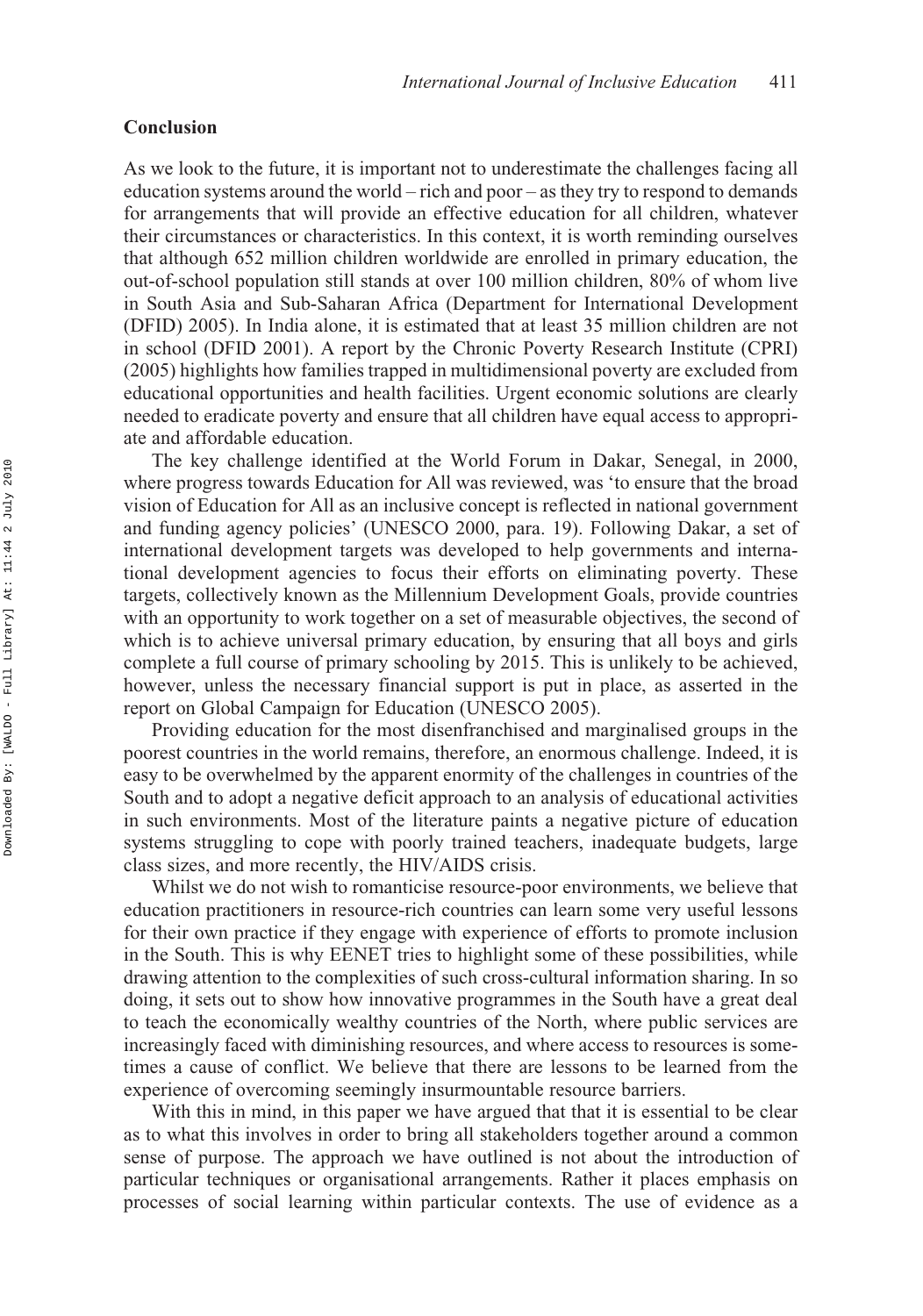## Conclusion

As we look to the future, it is important not to underestimate the challenges facing all education systems around the world – rich and poor – as they try to respond to demands for arrangements that will provide an effective education for all children, whatever their circumstances or characteristics. In this context, it is worth reminding ourselves that although 652 million children worldwide are enrolled in primary education, the out-of-school population still stands at over 100 million children, 80% of whom live in South Asia and Sub-Saharan Africa (Department for International Development (DFID) 2005). In India alone, it is estimated that at least 35 million children are not in school (DFID 2001). A report by the Chronic Poverty Research Institute (CPRI) (2005) highlights how families trapped in multidimensional poverty are excluded from educational opportunities and health facilities. Urgent economic solutions are clearly needed to eradicate poverty and ensure that all children have equal access to appropriate and affordable education.

The key challenge identified at the World Forum in Dakar, Senegal, in 2000, where progress towards Education for All was reviewed, was 'to ensure that the broad vision of Education for All as an inclusive concept is reflected in national government and funding agency policies' (UNESCO 2000, para. 19). Following Dakar, a set of international development targets was developed to help governments and international development agencies to focus their efforts on eliminating poverty. These targets, collectively known as the Millennium Development Goals, provide countries with an opportunity to work together on a set of measurable objectives, the second of which is to achieve universal primary education, by ensuring that all boys and girls complete a full course of primary schooling by 2015. This is unlikely to be achieved, however, unless the necessary financial support is put in place, as asserted in the report on Global Campaign for Education (UNESCO 2005).

Providing education for the most disenfranchised and marginalised groups in the poorest countries in the world remains, therefore, an enormous challenge. Indeed, it is easy to be overwhelmed by the apparent enormity of the challenges in countries of the South and to adopt a negative deficit approach to an analysis of educational activities in such environments. Most of the literature paints a negative picture of education systems struggling to cope with poorly trained teachers, inadequate budgets, large class sizes, and more recently, the HIV/AIDS crisis.

Whilst we do not wish to romanticise resource-poor environments, we believe that education practitioners in resource-rich countries can learn some very useful lessons for their own practice if they engage with experience of efforts to promote inclusion in the South. This is why EENET tries to highlight some of these possibilities, while drawing attention to the complexities of such cross-cultural information sharing. In so doing, it sets out to show how innovative programmes in the South have a great deal to teach the economically wealthy countries of the North, where public services are increasingly faced with diminishing resources, and where access to resources is sometimes a cause of conflict. We believe that there are lessons to be learned from the experience of overcoming seemingly insurmountable resource barriers.

With this in mind, in this paper we have argued that that it is essential to be clear as to what this involves in order to bring all stakeholders together around a common sense of purpose. The approach we have outlined is not about the introduction of particular techniques or organisational arrangements. Rather it places emphasis on processes of social learning within particular contexts. The use of evidence as a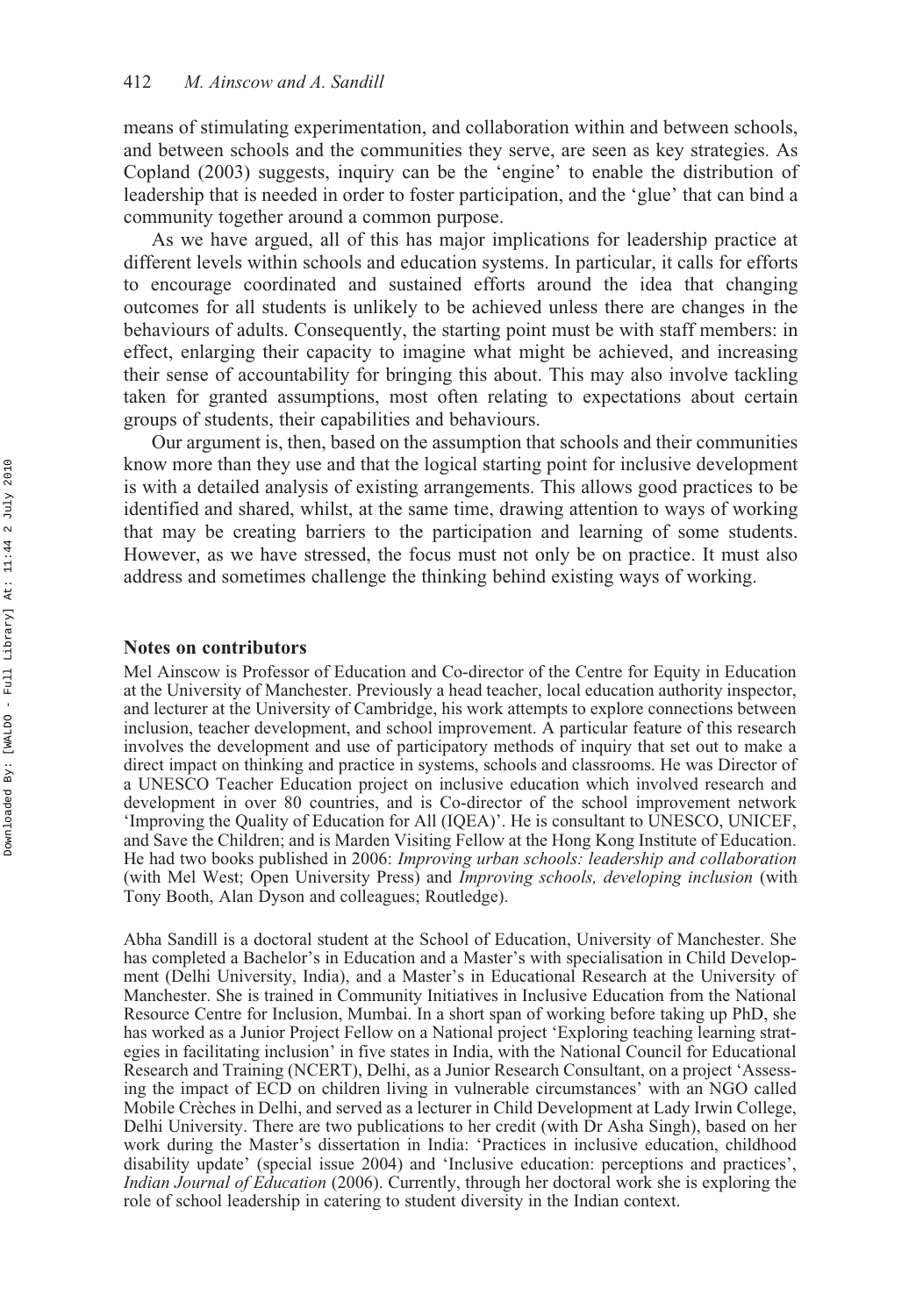means of stimulating experimentation, and collaboration within and between schools, and between schools and the communities they serve, are seen as key strategies. As Copland (2003) suggests, inquiry can be the 'engine' to enable the distribution of leadership that is needed in order to foster participation, and the 'glue' that can bind a community together around a common purpose.

As we have argued, all of this has major implications for leadership practice at different levels within schools and education systems. In particular, it calls for efforts to encourage coordinated and sustained efforts around the idea that changing outcomes for all students is unlikely to be achieved unless there are changes in the behaviours of adults. Consequently, the starting point must be with staff members: in effect, enlarging their capacity to imagine what might be achieved, and increasing their sense of accountability for bringing this about. This may also involve tackling taken for granted assumptions, most often relating to expectations about certain groups of students, their capabilities and behaviours.

Our argument is, then, based on the assumption that schools and their communities know more than they use and that the logical starting point for inclusive development is with a detailed analysis of existing arrangements. This allows good practices to be identified and shared, whilst, at the same time, drawing attention to ways of working that may be creating barriers to the participation and learning of some students. However, as we have stressed, the focus must not only be on practice. It must also address and sometimes challenge the thinking behind existing ways of working.

## Notes on contributors

Mel Ainscow is Professor of Education and Co-director of the Centre for Equity in Education at the University of Manchester. Previously a head teacher, local education authority inspector, and lecturer at the University of Cambridge, his work attempts to explore connections between inclusion, teacher development, and school improvement. A particular feature of this research involves the development and use of participatory methods of inquiry that set out to make a direct impact on thinking and practice in systems, schools and classrooms. He was Director of a UNESCO Teacher Education project on inclusive education which involved research and development in over 80 countries, and is Co-director of the school improvement network 'Improving the Quality of Education for All (IQEA)'. He is consultant to UNESCO, UNICEF, and Save the Children; and is Marden Visiting Fellow at the Hong Kong Institute of Education. He had two books published in 2006: *Improving urban schools: leadership and collaboration* (with Mel West; Open University Press) and *Improving schools, developing inclusion* (with Tony Booth, Alan Dyson and colleagues; Routledge).

Abha Sandill is a doctoral student at the School of Education, University of Manchester. She has completed a Bachelor's in Education and a Master's with specialisation in Child Development (Delhi University, India), and a Master's in Educational Research at the University of Manchester. She is trained in Community Initiatives in Inclusive Education from the National Resource Centre for Inclusion, Mumbai. In a short span of working before taking up PhD, she has worked as a Junior Project Fellow on a National project 'Exploring teaching learning strategies in facilitating inclusion' in five states in India, with the National Council for Educational Research and Training (NCERT), Delhi, as a Junior Research Consultant, on a project 'Assessing the impact of ECD on children living in vulnerable circumstances' with an NGO called Mobile Crèches in Delhi, and served as a lecturer in Child Development at Lady Irwin College, Delhi University. There are two publications to her credit (with Dr Asha Singh), based on her work during the Master's dissertation in India: 'Practices in inclusive education, childhood disability update' (special issue 2004) and 'Inclusive education: perceptions and practices', *Indian Journal of Education* (2006). Currently, through her doctoral work she is exploring the role of school leadership in catering to student diversity in the Indian context.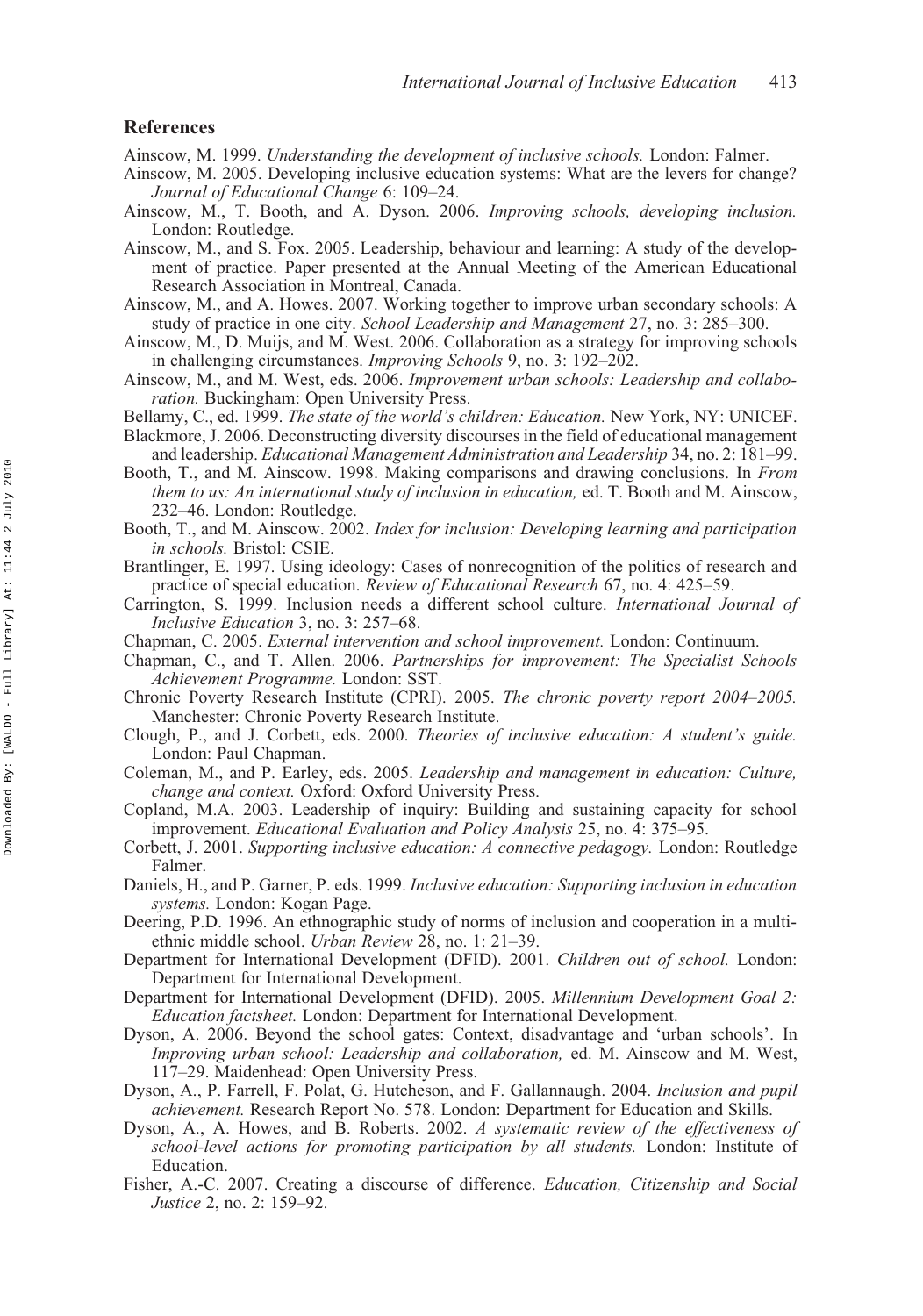## References

Ainscow, M. 1999. *Understanding the development of inclusive schools.* London: Falmer.

Ainscow, M. 2005. Developing inclusive education systems: What are the levers for change? *Journal of Educational Change* 6: 109–24.

Ainscow, M., T. Booth, and A. Dyson. 2006. *Improving schools, developing inclusion.* London: Routledge.

Ainscow, M., and S. Fox. 2005. Leadership, behaviour and learning: A study of the development of practice. Paper presented at the Annual Meeting of the American Educational Research Association in Montreal, Canada.

Ainscow, M., and A. Howes. 2007. Working together to improve urban secondary schools: A study of practice in one city. *School Leadership and Management* 27, no. 3: 285–300.

Ainscow, M., D. Muijs, and M. West. 2006. Collaboration as a strategy for improving schools in challenging circumstances. *Improving Schools* 9, no. 3: 192–202.

Ainscow, M., and M. West, eds. 2006. *Improvement urban schools: Leadership and collaboration.* Buckingham: Open University Press.

Bellamy, C., ed. 1999. *The state of the world's children: Education.* New York, NY: UNICEF.

Blackmore, J. 2006. Deconstructing diversity discourses in the field of educational management and leadership. *Educational Management Administration and Leadership* 34, no. 2: 181–99.

Booth, T., and M. Ainscow. 1998. Making comparisons and drawing conclusions. In *From them to us: An international study of inclusion in education,* ed. T. Booth and M. Ainscow, 232–46. London: Routledge.

Booth, T., and M. Ainscow. 2002. *Index for inclusion: Developing learning and participation in schools.* Bristol: CSIE.

Brantlinger, E. 1997. Using ideology: Cases of nonrecognition of the politics of research and practice of special education. *Review of Educational Research* 67, no. 4: 425–59.

Carrington, S. 1999. Inclusion needs a different school culture. *International Journal of Inclusive Education* 3, no. 3: 257–68.

Chapman, C. 2005. *External intervention and school improvement.* London: Continuum.

Chapman, C., and T. Allen. 2006. *Partnerships for improvement: The Specialist Schools Achievement Programme.* London: SST.

Chronic Poverty Research Institute (CPRI). 2005. *The chronic poverty report 2004–2005.* Manchester: Chronic Poverty Research Institute.

Clough, P., and J. Corbett, eds. 2000. *Theories of inclusive education: A student's guide.* London: Paul Chapman.

Coleman, M., and P. Earley, eds. 2005. *Leadership and management in education: Culture, change and context.* Oxford: Oxford University Press.

Copland, M.A. 2003. Leadership of inquiry: Building and sustaining capacity for school improvement. *Educational Evaluation and Policy Analysis* 25, no. 4: 375–95.

Corbett, J. 2001. *Supporting inclusive education: A connective pedagogy.* London: Routledge Falmer.

Daniels, H., and P. Garner, P. eds. 1999. *Inclusive education: Supporting inclusion in education systems.* London: Kogan Page.

Deering, P.D. 1996. An ethnographic study of norms of inclusion and cooperation in a multiethnic middle school. *Urban Review* 28, no. 1: 21–39.

Department for International Development (DFID). 2001. *Children out of school.* London: Department for International Development.

Department for International Development (DFID). 2005. *Millennium Development Goal 2: Education factsheet.* London: Department for International Development.

Dyson, A. 2006. Beyond the school gates: Context, disadvantage and 'urban schools'. In *Improving urban school: Leadership and collaboration,* ed. M. Ainscow and M. West, 117–29. Maidenhead: Open University Press.

Dyson, A., P. Farrell, F. Polat, G. Hutcheson, and F. Gallannaugh. 2004. *Inclusion and pupil achievement.* Research Report No. 578. London: Department for Education and Skills.

Dyson, A., A. Howes, and B. Roberts. 2002. *A systematic review of the effectiveness of school-level actions for promoting participation by all students.* London: Institute of Education.

Fisher, A.-C. 2007. Creating a discourse of difference. *Education, Citizenship and Social Justice* 2, no. 2: 159–92.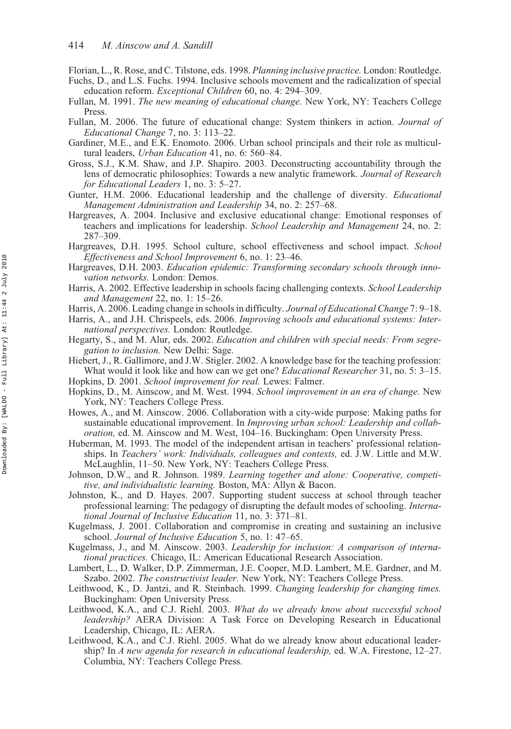Florian, L., R. Rose, and C. Tilstone, eds. 1998. *Planning inclusive practice.* London: Routledge.

Fuchs, D., and L.S. Fuchs. 1994. Inclusive schools movement and the radicalization of special education reform. *Exceptional Children* 60, no. 4: 294–309.

Fullan, M. 1991. *The new meaning of educational change.* New York, NY: Teachers College Press.

Fullan, M. 2006. The future of educational change: System thinkers in action. *Journal of Educational Change* 7, no. 3: 113–22.

Gardiner, M.E., and E.K. Enomoto. 2006. Urban school principals and their role as multicultural leaders, *Urban Education* 41, no. 6: 560–84.

Gross, S.J., K.M. Shaw, and J.P. Shapiro. 2003. Deconstructing accountability through the lens of democratic philosophies: Towards a new analytic framework. *Journal of Research for Educational Leaders* 1, no. 3: 5–27.

Gunter, H.M. 2006. Educational leadership and the challenge of diversity. *Educational Management Administration and Leadership* 34, no. 2: 257–68.

Hargreaves, A. 2004. Inclusive and exclusive educational change: Emotional responses of teachers and implications for leadership. *School Leadership and Management* 24, no. 2: 287–309.

Hargreaves, D.H. 1995. School culture, school effectiveness and school impact. *School Effectiveness and School Improvement* 6, no. 1: 23–46.

Hargreaves, D.H. 2003. *Education epidemic: Transforming secondary schools through innovation networks.* London: Demos.

Harris, A. 2002. Effective leadership in schools facing challenging contexts. *School Leadership and Management* 22, no. 1: 15–26.

Harris, A. 2006. Leading change in schools in difficulty. *Journal of Educational Change* 7: 9–18.

Harris, A., and J.H. Chrispeels, eds. 2006. *Improving schools and educational systems: International perspectives.* London: Routledge.

Hegarty, S., and M. Alur, eds. 2002. *Education and children with special needs: From segregation to inclusion.* New Delhi: Sage.

Hiebert, J., R. Gallimore, and J.W. Stigler. 2002. A knowledge base for the teaching profession: What would it look like and how can we get one? *Educational Researcher* 31, no. 5: 3–15.

Hopkins, D. 2001. *School improvement for real.* Lewes: Falmer.

Hopkins, D., M. Ainscow, and M. West. 1994. *School improvement in an era of change.* New York, NY: Teachers College Press.

Howes, A., and M. Ainscow. 2006. Collaboration with a city-wide purpose: Making paths for sustainable educational improvement. In *Improving urban school: Leadership and collaboration,* ed. M. Ainscow and M. West, 104–16. Buckingham: Open University Press.

Huberman, M. 1993. The model of the independent artisan in teachers' professional relationships. In *Teachers' work: Individuals, colleagues and contexts,* ed. J.W. Little and M.W. McLaughlin, 11–50. New York, NY: Teachers College Press.

Johnson, D.W., and R. Johnson. 1989. *Learning together and alone: Cooperative, competitive, and individualistic learning.* Boston, MA: Allyn & Bacon.

Johnston, K., and D. Hayes. 2007. Supporting student success at school through teacher professional learning: The pedagogy of disrupting the default modes of schooling. *International Journal of Inclusive Education* 11, no. 3: 371–81.

Kugelmass, J. 2001. Collaboration and compromise in creating and sustaining an inclusive school. *Journal of Inclusive Education* 5, no. 1: 47–65.

Kugelmass, J., and M. Ainscow. 2003. *Leadership for inclusion: A comparison of international practices.* Chicago, IL: American Educational Research Association.

Lambert, L., D. Walker, D.P. Zimmerman, J.E. Cooper, M.D. Lambert, M.E. Gardner, and M. Szabo. 2002. *The constructivist leader.* New York, NY: Teachers College Press.

Leithwood, K., D. Jantzi, and R. Steinbach. 1999. *Changing leadership for changing times.* Buckingham: Open University Press.

Leithwood, K.A., and C.J. Riehl. 2003. *What do we already know about successful school leadership?* AERA Division: A Task Force on Developing Research in Educational Leadership, Chicago, IL: AERA.

Leithwood, K.A., and C.J. Riehl. 2005. What do we already know about educational leadership? In *A new agenda for research in educational leadership,* ed. W.A. Firestone, 12–27. Columbia, NY: Teachers College Press.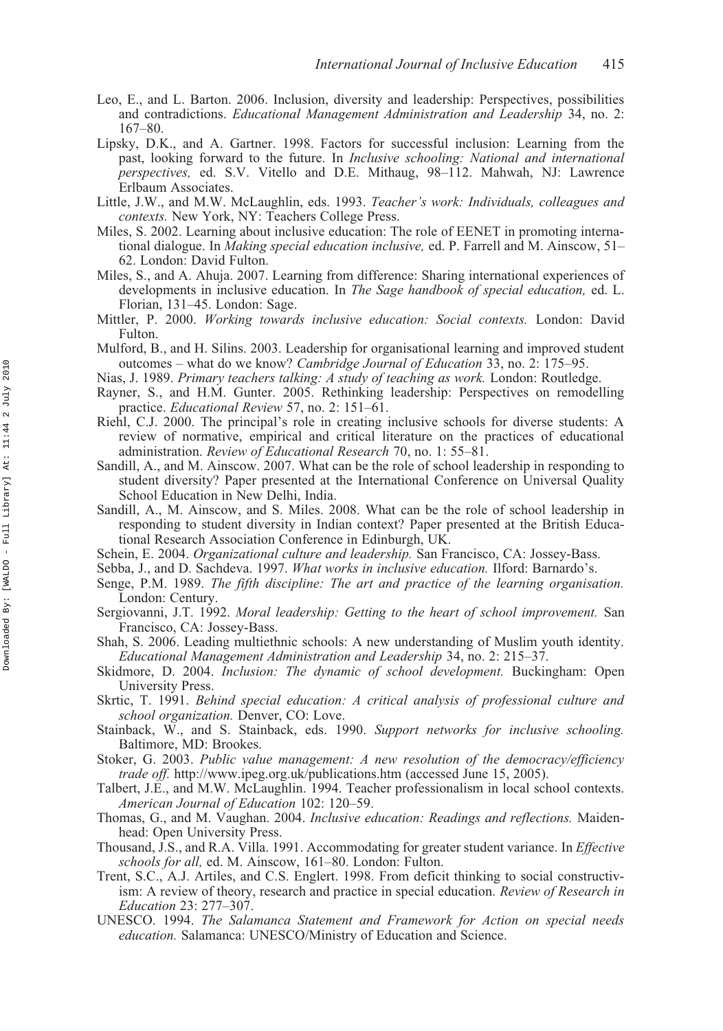Leo, E., and L. Barton. 2006. Inclusion, diversity and leadership: Perspectives, possibilities and contradictions. *Educational Management Administration and Leadership* 34, no. 2: 167–80.

Lipsky, D.K., and A. Gartner. 1998. Factors for successful inclusion: Learning from the past, looking forward to the future. In *Inclusive schooling: National and international perspectives,* ed. S.V. Vitello and D.E. Mithaug, 98–112. Mahwah, NJ: Lawrence Erlbaum Associates.

Little, J.W., and M.W. McLaughlin, eds. 1993. *Teacher's work: Individuals, colleagues and contexts.* New York, NY: Teachers College Press.

Miles, S. 2002. Learning about inclusive education: The role of EENET in promoting international dialogue. In *Making special education inclusive,* ed. P. Farrell and M. Ainscow, 51–62. London: David Fulton.

Miles, S., and A. Ahuja. 2007. Learning from difference: Sharing international experiences of developments in inclusive education. In *The Sage handbook of special education,* ed. L. Florian, 131–45. London: Sage.

Mittler, P. 2000. *Working towards inclusive education: Social contexts.* London: David Fulton.

Mulford, B., and H. Silins. 2003. Leadership for organisational learning and improved student outcomes – what do we know? *Cambridge Journal of Education* 33, no. 2: 175–95.

Nias, J. 1989. *Primary teachers talking: A study of teaching as work.* London: Routledge.

Rayner, S., and H.M. Gunter. 2005. Rethinking leadership: Perspectives on remodelling practice. *Educational Review* 57, no. 2: 151–61.

Riehl, C.J. 2000. The principal's role in creating inclusive schools for diverse students: A review of normative, empirical and critical literature on the practices of educational administration. *Review of Educational Research* 70, no. 1: 55–81.

Sandill, A., and M. Ainscow. 2007. What can be the role of school leadership in responding to student diversity? Paper presented at the International Conference on Universal Quality School Education in New Delhi, India.

Sandill, A., M. Ainscow, and S. Miles. 2008. What can be the role of school leadership in responding to student diversity in Indian context? Paper presented at the British Educational Research Association Conference in Edinburgh, UK.

Schein, E. 2004. *Organizational culture and leadership.* San Francisco, CA: Jossey-Bass.

Sebba, J., and D. Sachdeva. 1997. *What works in inclusive education.* Ilford: Barnardo's.

Senge, P.M. 1989. *The fifth discipline: The art and practice of the learning organisation.* London: Century.

Sergiovanni, J.T. 1992. *Moral leadership: Getting to the heart of school improvement.* San Francisco, CA: Jossey-Bass.

Shah, S. 2006. Leading multiethnic schools: A new understanding of Muslim youth identity. *Educational Management Administration and Leadership* 34, no. 2: 215–37.

Skidmore, D. 2004. *Inclusion: The dynamic of school development.* Buckingham: Open University Press.

Skrtic, T. 1991. *Behind special education: A critical analysis of professional culture and school organization.* Denver, CO: Love.

Stainback, W., and S. Stainback, eds. 1990. *Support networks for inclusive schooling.* Baltimore, MD: Brookes.

Stoker, G. 2003. *Public value management: A new resolution of the democracy/efficiency trade off.* http://www.ipeg.org.uk/publications.htm (accessed June 15, 2005).

Talbert, J.E., and M.W. McLaughlin. 1994. Teacher professionalism in local school contexts. *American Journal of Education* 102: 120–59.

Thomas, G., and M. Vaughan. 2004. *Inclusive education: Readings and reflections.* Maidenhead: Open University Press.

Thousand, J.S., and R.A. Villa. 1991. Accommodating for greater student variance. In *Effective schools for all,* ed. M. Ainscow, 161–80. London: Fulton.

Trent, S.C., A.J. Artiles, and C.S. Englert. 1998. From deficit thinking to social constructivism: A review of theory, research and practice in special education. *Review of Research in Education* 23: 277–307.

UNESCO. 1994. *The Salamanca Statement and Framework for Action on special needs education.* Salamanca: UNESCO/Ministry of Education and Science.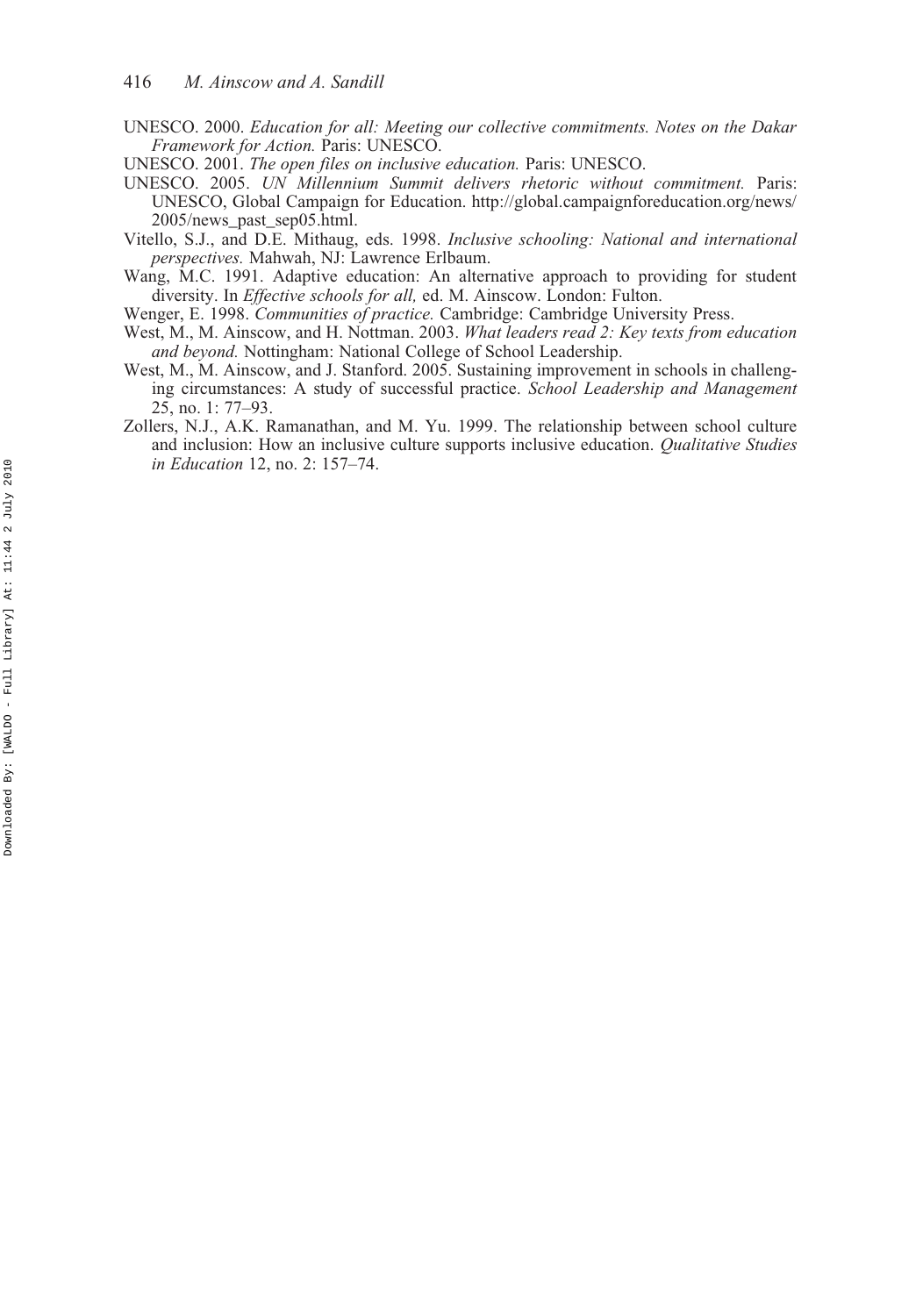UNESCO. 2000. *Education for all: Meeting our collective commitments. Notes on the Dakar Framework for Action.* Paris: UNESCO.

UNESCO. 2001. *The open files on inclusive education.* Paris: UNESCO.

UNESCO. 2005. *UN Millennium Summit delivers rhetoric without commitment.* Paris: UNESCO, Global Campaign for Education. http://global.campaignforeducation.org/news/2005/news_past_sep05.html.

Vitello, S.J., and D.E. Mithaug, eds. 1998. *Inclusive schooling: National and international perspectives.* Mahwah, NJ: Lawrence Erlbaum.

Wang, M.C. 1991. Adaptive education: An alternative approach to providing for student diversity. In *Effective schools for all,* ed. M. Ainscow. London: Fulton.

Wenger, E. 1998. *Communities of practice.* Cambridge: Cambridge University Press.

West, M., M. Ainscow, and H. Nottman. 2003. *What leaders read 2: Key texts from education and beyond.* Nottingham: National College of School Leadership.

West, M., M. Ainscow, and J. Stanford. 2005. Sustaining improvement in schools in challenging circumstances: A study of successful practice. *School Leadership and Management* 25, no. 1: 77–93.

Zollers, N.J., A.K. Ramanathan, and M. Yu. 1999. The relationship between school culture and inclusion: How an inclusive culture supports inclusive education. *Qualitative Studies in Education* 12, no. 2: 157–74.